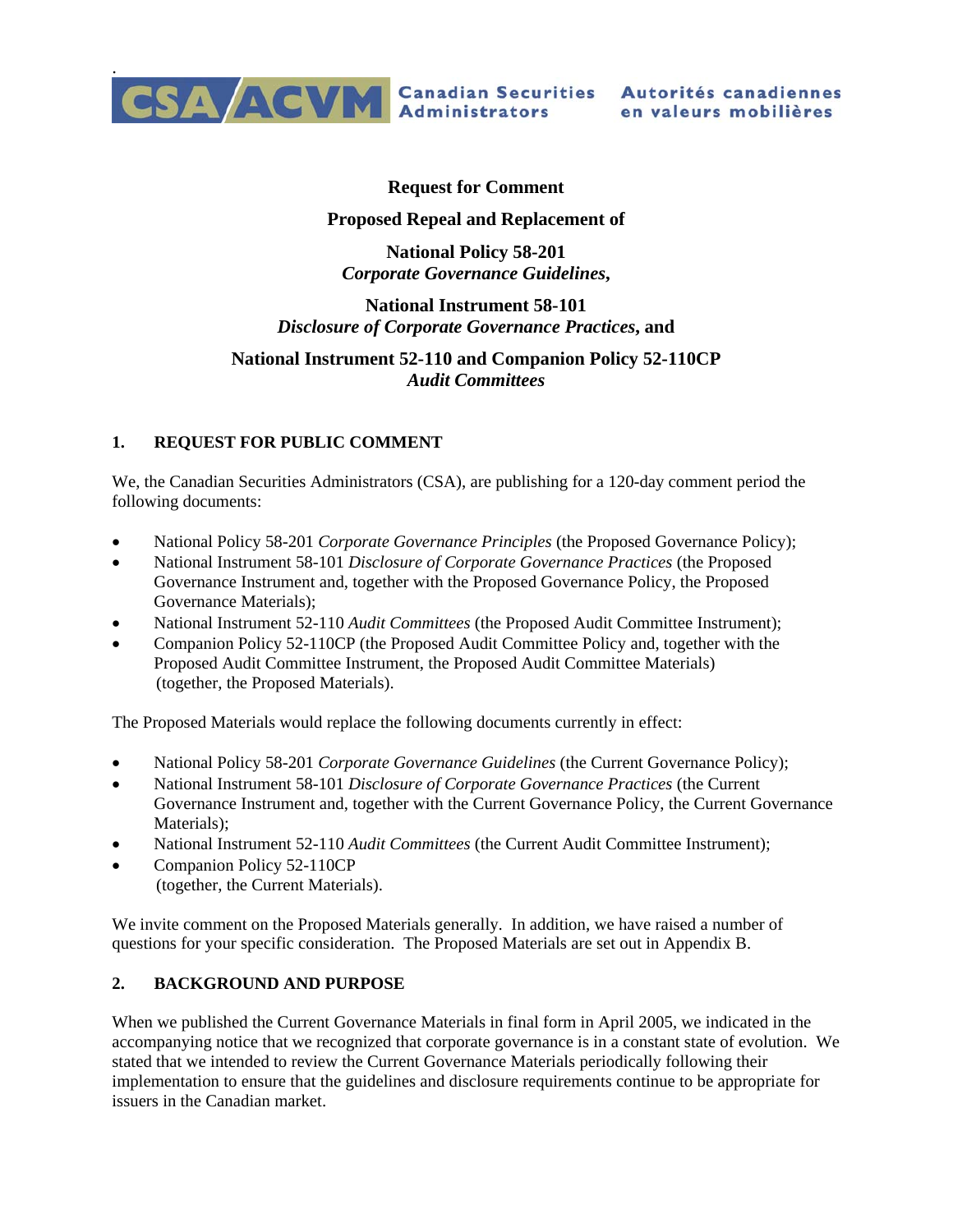**CSA/ACVM** Canadian Securities Administrators — Autorités canadiennes en valeurs mobilières

**Request for Comment**

**Proposed Repeal and Replacement of**

**National Policy 58-201**
***Corporate Governance Guidelines*,**

**National Instrument 58-101**
***Disclosure of Corporate Governance Practices*, and**

**National Instrument 52-110 and Companion Policy 52-110CP**
***Audit Committees***

## 1. REQUEST FOR PUBLIC COMMENT

We, the Canadian Securities Administrators (CSA), are publishing for a 120-day comment period the following documents:

- National Policy 58-201 *Corporate Governance Principles* (the Proposed Governance Policy);
- National Instrument 58-101 *Disclosure of Corporate Governance Practices* (the Proposed Governance Instrument and, together with the Proposed Governance Policy, the Proposed Governance Materials);
- National Instrument 52-110 *Audit Committees* (the Proposed Audit Committee Instrument);
- Companion Policy 52-110CP (the Proposed Audit Committee Policy and, together with the Proposed Audit Committee Instrument, the Proposed Audit Committee Materials) (together, the Proposed Materials).

The Proposed Materials would replace the following documents currently in effect:

- National Policy 58-201 *Corporate Governance Guidelines* (the Current Governance Policy);
- National Instrument 58-101 *Disclosure of Corporate Governance Practices* (the Current Governance Instrument and, together with the Current Governance Policy, the Current Governance Materials);
- National Instrument 52-110 *Audit Committees* (the Current Audit Committee Instrument);
- Companion Policy 52-110CP (together, the Current Materials).

We invite comment on the Proposed Materials generally. In addition, we have raised a number of questions for your specific consideration. The Proposed Materials are set out in Appendix B.

## 2. BACKGROUND AND PURPOSE

When we published the Current Governance Materials in final form in April 2005, we indicated in the accompanying notice that we recognized that corporate governance is in a constant state of evolution. We stated that we intended to review the Current Governance Materials periodically following their implementation to ensure that the guidelines and disclosure requirements continue to be appropriate for issuers in the Canadian market.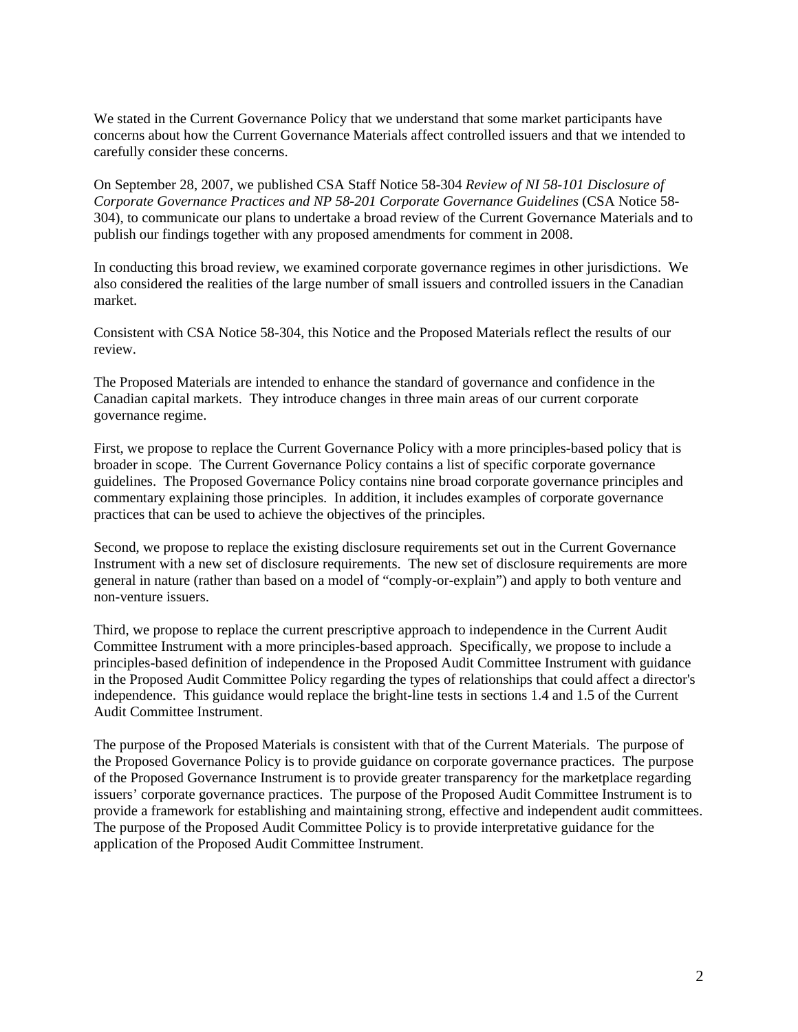We stated in the Current Governance Policy that we understand that some market participants have concerns about how the Current Governance Materials affect controlled issuers and that we intended to carefully consider these concerns.

On September 28, 2007, we published CSA Staff Notice 58-304 *Review of NI 58-101 Disclosure of Corporate Governance Practices and NP 58-201 Corporate Governance Guidelines* (CSA Notice 58-304), to communicate our plans to undertake a broad review of the Current Governance Materials and to publish our findings together with any proposed amendments for comment in 2008.

In conducting this broad review, we examined corporate governance regimes in other jurisdictions. We also considered the realities of the large number of small issuers and controlled issuers in the Canadian market.

Consistent with CSA Notice 58-304, this Notice and the Proposed Materials reflect the results of our review.

The Proposed Materials are intended to enhance the standard of governance and confidence in the Canadian capital markets. They introduce changes in three main areas of our current corporate governance regime.

First, we propose to replace the Current Governance Policy with a more principles-based policy that is broader in scope. The Current Governance Policy contains a list of specific corporate governance guidelines. The Proposed Governance Policy contains nine broad corporate governance principles and commentary explaining those principles. In addition, it includes examples of corporate governance practices that can be used to achieve the objectives of the principles.

Second, we propose to replace the existing disclosure requirements set out in the Current Governance Instrument with a new set of disclosure requirements. The new set of disclosure requirements are more general in nature (rather than based on a model of "comply-or-explain") and apply to both venture and non-venture issuers.

Third, we propose to replace the current prescriptive approach to independence in the Current Audit Committee Instrument with a more principles-based approach. Specifically, we propose to include a principles-based definition of independence in the Proposed Audit Committee Instrument with guidance in the Proposed Audit Committee Policy regarding the types of relationships that could affect a director's independence. This guidance would replace the bright-line tests in sections 1.4 and 1.5 of the Current Audit Committee Instrument.

The purpose of the Proposed Materials is consistent with that of the Current Materials. The purpose of the Proposed Governance Policy is to provide guidance on corporate governance practices. The purpose of the Proposed Governance Instrument is to provide greater transparency for the marketplace regarding issuers' corporate governance practices. The purpose of the Proposed Audit Committee Instrument is to provide a framework for establishing and maintaining strong, effective and independent audit committees. The purpose of the Proposed Audit Committee Policy is to provide interpretative guidance for the application of the Proposed Audit Committee Instrument.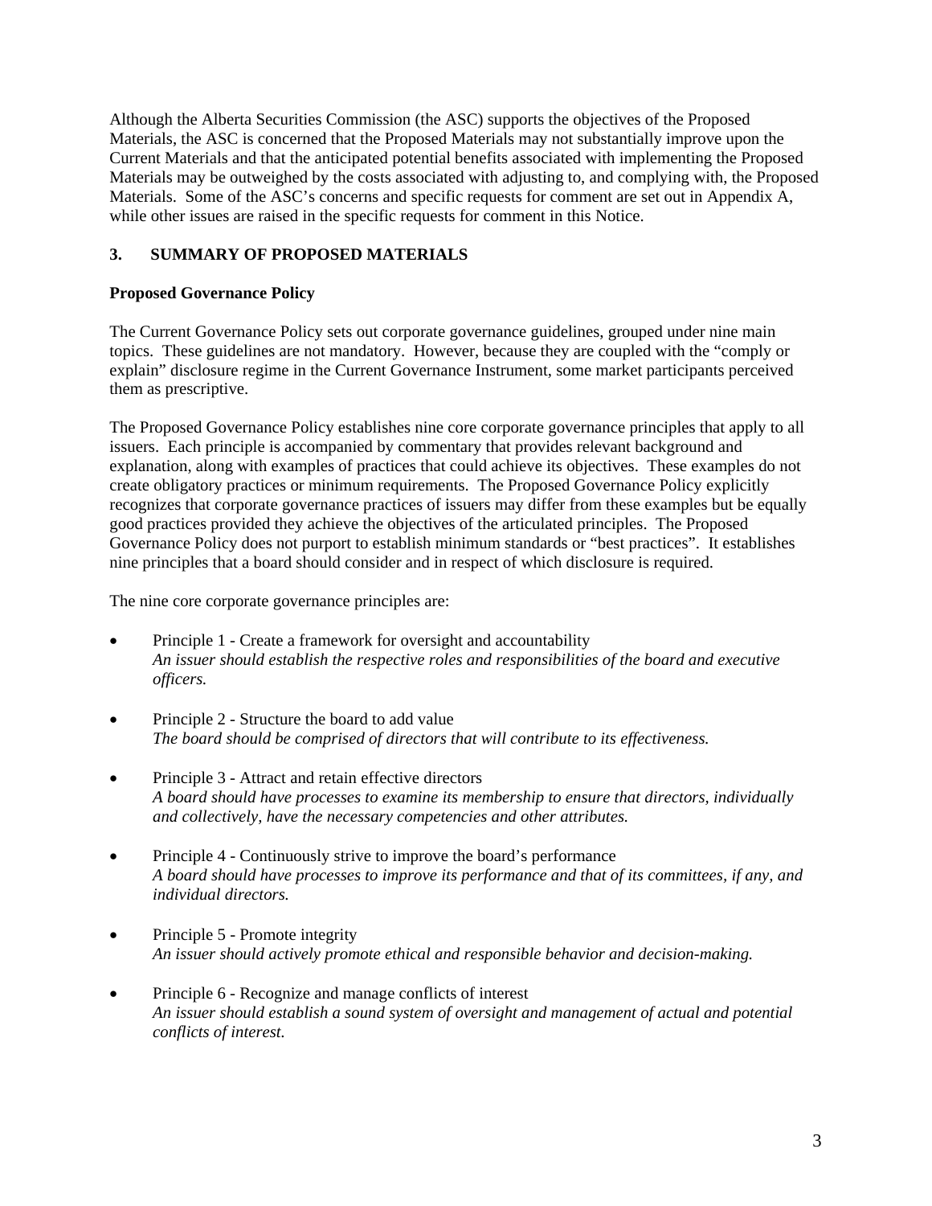Although the Alberta Securities Commission (the ASC) supports the objectives of the Proposed Materials, the ASC is concerned that the Proposed Materials may not substantially improve upon the Current Materials and that the anticipated potential benefits associated with implementing the Proposed Materials may be outweighed by the costs associated with adjusting to, and complying with, the Proposed Materials. Some of the ASC's concerns and specific requests for comment are set out in Appendix A, while other issues are raised in the specific requests for comment in this Notice.

## 3. SUMMARY OF PROPOSED MATERIALS

### Proposed Governance Policy

The Current Governance Policy sets out corporate governance guidelines, grouped under nine main topics. These guidelines are not mandatory. However, because they are coupled with the "comply or explain" disclosure regime in the Current Governance Instrument, some market participants perceived them as prescriptive.

The Proposed Governance Policy establishes nine core corporate governance principles that apply to all issuers. Each principle is accompanied by commentary that provides relevant background and explanation, along with examples of practices that could achieve its objectives. These examples do not create obligatory practices or minimum requirements. The Proposed Governance Policy explicitly recognizes that corporate governance practices of issuers may differ from these examples but be equally good practices provided they achieve the objectives of the articulated principles. The Proposed Governance Policy does not purport to establish minimum standards or "best practices". It establishes nine principles that a board should consider and in respect of which disclosure is required.

The nine core corporate governance principles are:

- Principle 1 - Create a framework for oversight and accountability
  *An issuer should establish the respective roles and responsibilities of the board and executive officers.*

- Principle 2 - Structure the board to add value
  *The board should be comprised of directors that will contribute to its effectiveness.*

- Principle 3 - Attract and retain effective directors
  *A board should have processes to examine its membership to ensure that directors, individually and collectively, have the necessary competencies and other attributes.*

- Principle 4 - Continuously strive to improve the board's performance
  *A board should have processes to improve its performance and that of its committees, if any, and individual directors.*

- Principle 5 - Promote integrity
  *An issuer should actively promote ethical and responsible behavior and decision-making.*

- Principle 6 - Recognize and manage conflicts of interest
  *An issuer should establish a sound system of oversight and management of actual and potential conflicts of interest.*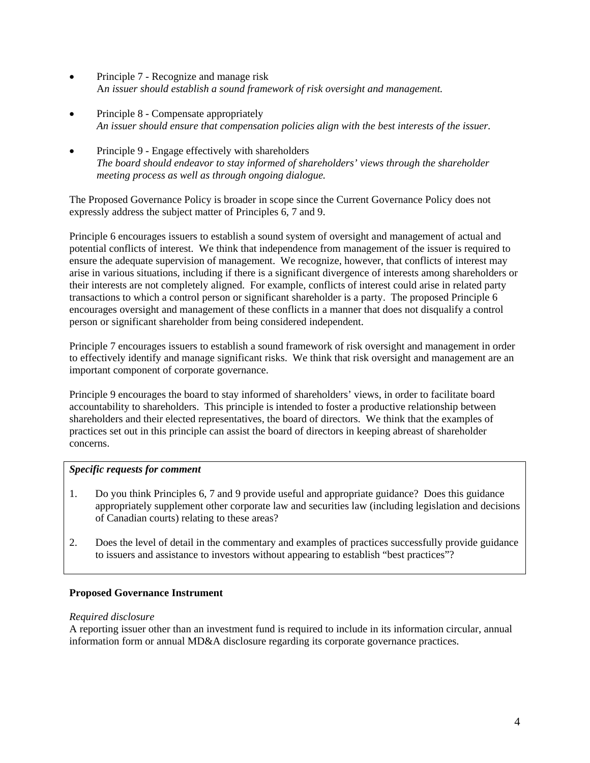- Principle 7 - Recognize and manage risk
  *An issuer should establish a sound framework of risk oversight and management.*

- Principle 8 - Compensate appropriately
  *An issuer should ensure that compensation policies align with the best interests of the issuer.*

- Principle 9 - Engage effectively with shareholders
  *The board should endeavor to stay informed of shareholders' views through the shareholder meeting process as well as through ongoing dialogue.*

The Proposed Governance Policy is broader in scope since the Current Governance Policy does not expressly address the subject matter of Principles 6, 7 and 9.

Principle 6 encourages issuers to establish a sound system of oversight and management of actual and potential conflicts of interest. We think that independence from management of the issuer is required to ensure the adequate supervision of management. We recognize, however, that conflicts of interest may arise in various situations, including if there is a significant divergence of interests among shareholders or their interests are not completely aligned. For example, conflicts of interest could arise in related party transactions to which a control person or significant shareholder is a party. The proposed Principle 6 encourages oversight and management of these conflicts in a manner that does not disqualify a control person or significant shareholder from being considered independent.

Principle 7 encourages issuers to establish a sound framework of risk oversight and management in order to effectively identify and manage significant risks. We think that risk oversight and management are an important component of corporate governance.

Principle 9 encourages the board to stay informed of shareholders' views, in order to facilitate board accountability to shareholders. This principle is intended to foster a productive relationship between shareholders and their elected representatives, the board of directors. We think that the examples of practices set out in this principle can assist the board of directors in keeping abreast of shareholder concerns.

***Specific requests for comment***

1. Do you think Principles 6, 7 and 9 provide useful and appropriate guidance? Does this guidance appropriately supplement other corporate law and securities law (including legislation and decisions of Canadian courts) relating to these areas?

2. Does the level of detail in the commentary and examples of practices successfully provide guidance to issuers and assistance to investors without appearing to establish "best practices"?

**Proposed Governance Instrument**

*Required disclosure*

A reporting issuer other than an investment fund is required to include in its information circular, annual information form or annual MD&A disclosure regarding its corporate governance practices.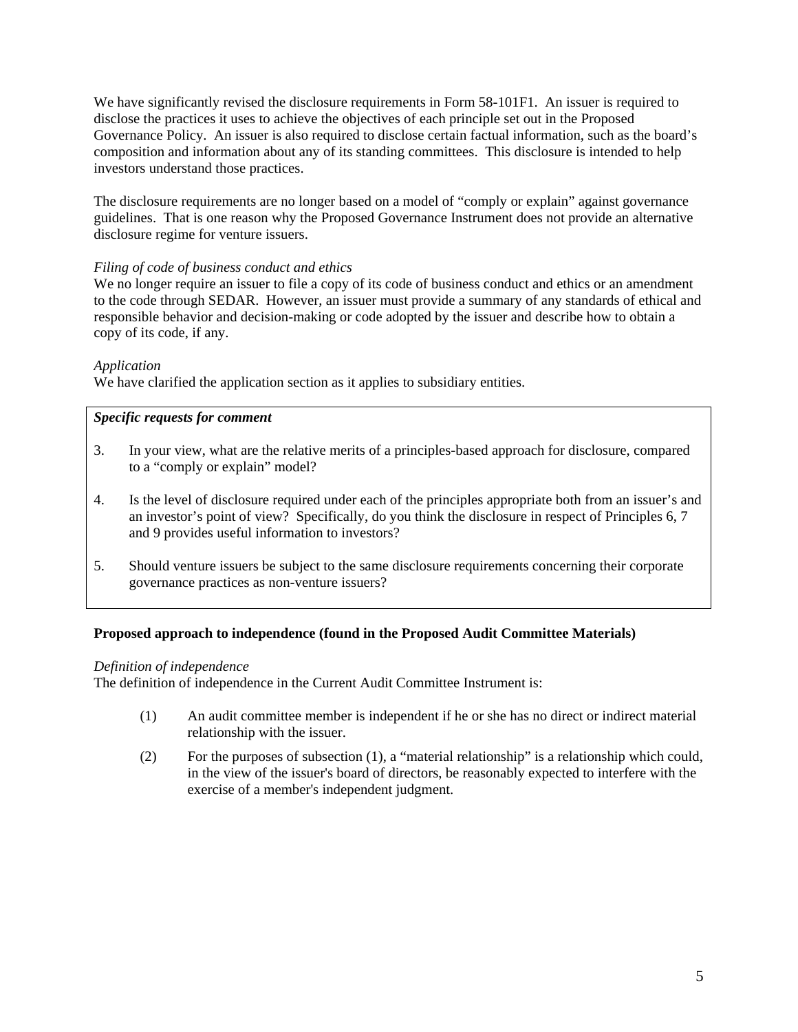We have significantly revised the disclosure requirements in Form 58-101F1. An issuer is required to disclose the practices it uses to achieve the objectives of each principle set out in the Proposed Governance Policy. An issuer is also required to disclose certain factual information, such as the board's composition and information about any of its standing committees. This disclosure is intended to help investors understand those practices.

The disclosure requirements are no longer based on a model of "comply or explain" against governance guidelines. That is one reason why the Proposed Governance Instrument does not provide an alternative disclosure regime for venture issuers.

*Filing of code of business conduct and ethics*
We no longer require an issuer to file a copy of its code of business conduct and ethics or an amendment to the code through SEDAR. However, an issuer must provide a summary of any standards of ethical and responsible behavior and decision-making or code adopted by the issuer and describe how to obtain a copy of its code, if any.

*Application*
We have clarified the application section as it applies to subsidiary entities.

***Specific requests for comment***

3. In your view, what are the relative merits of a principles-based approach for disclosure, compared to a "comply or explain" model?

4. Is the level of disclosure required under each of the principles appropriate both from an issuer's and an investor's point of view? Specifically, do you think the disclosure in respect of Principles 6, 7 and 9 provides useful information to investors?

5. Should venture issuers be subject to the same disclosure requirements concerning their corporate governance practices as non-venture issuers?

**Proposed approach to independence (found in the Proposed Audit Committee Materials)**

*Definition of independence*
The definition of independence in the Current Audit Committee Instrument is:

> (1) An audit committee member is independent if he or she has no direct or indirect material relationship with the issuer.
>
> (2) For the purposes of subsection (1), a "material relationship" is a relationship which could, in the view of the issuer's board of directors, be reasonably expected to interfere with the exercise of a member's independent judgment.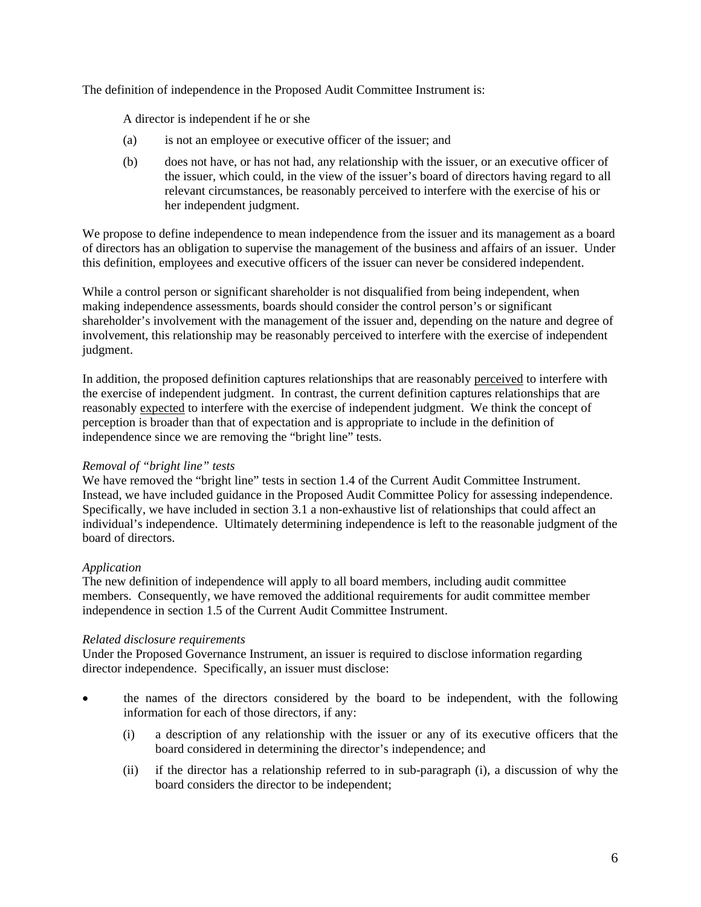The definition of independence in the Proposed Audit Committee Instrument is:

> A director is independent if he or she
>
> (a) is not an employee or executive officer of the issuer; and
>
> (b) does not have, or has not had, any relationship with the issuer, or an executive officer of the issuer, which could, in the view of the issuer's board of directors having regard to all relevant circumstances, be reasonably perceived to interfere with the exercise of his or her independent judgment.

We propose to define independence to mean independence from the issuer and its management as a board of directors has an obligation to supervise the management of the business and affairs of an issuer. Under this definition, employees and executive officers of the issuer can never be considered independent.

While a control person or significant shareholder is not disqualified from being independent, when making independence assessments, boards should consider the control person's or significant shareholder's involvement with the management of the issuer and, depending on the nature and degree of involvement, this relationship may be reasonably perceived to interfere with the exercise of independent judgment.

In addition, the proposed definition captures relationships that are reasonably <u>perceived</u> to interfere with the exercise of independent judgment. In contrast, the current definition captures relationships that are reasonably <u>expected</u> to interfere with the exercise of independent judgment. We think the concept of perception is broader than that of expectation and is appropriate to include in the definition of independence since we are removing the "bright line" tests.

*Removal of "bright line" tests*

We have removed the "bright line" tests in section 1.4 of the Current Audit Committee Instrument. Instead, we have included guidance in the Proposed Audit Committee Policy for assessing independence. Specifically, we have included in section 3.1 a non-exhaustive list of relationships that could affect an individual's independence. Ultimately determining independence is left to the reasonable judgment of the board of directors.

*Application*

The new definition of independence will apply to all board members, including audit committee members. Consequently, we have removed the additional requirements for audit committee member independence in section 1.5 of the Current Audit Committee Instrument.

*Related disclosure requirements*

Under the Proposed Governance Instrument, an issuer is required to disclose information regarding director independence. Specifically, an issuer must disclose:

- the names of the directors considered by the board to be independent, with the following information for each of those directors, if any:

  (i) a description of any relationship with the issuer or any of its executive officers that the board considered in determining the director's independence; and

  (ii) if the director has a relationship referred to in sub-paragraph (i), a discussion of why the board considers the director to be independent;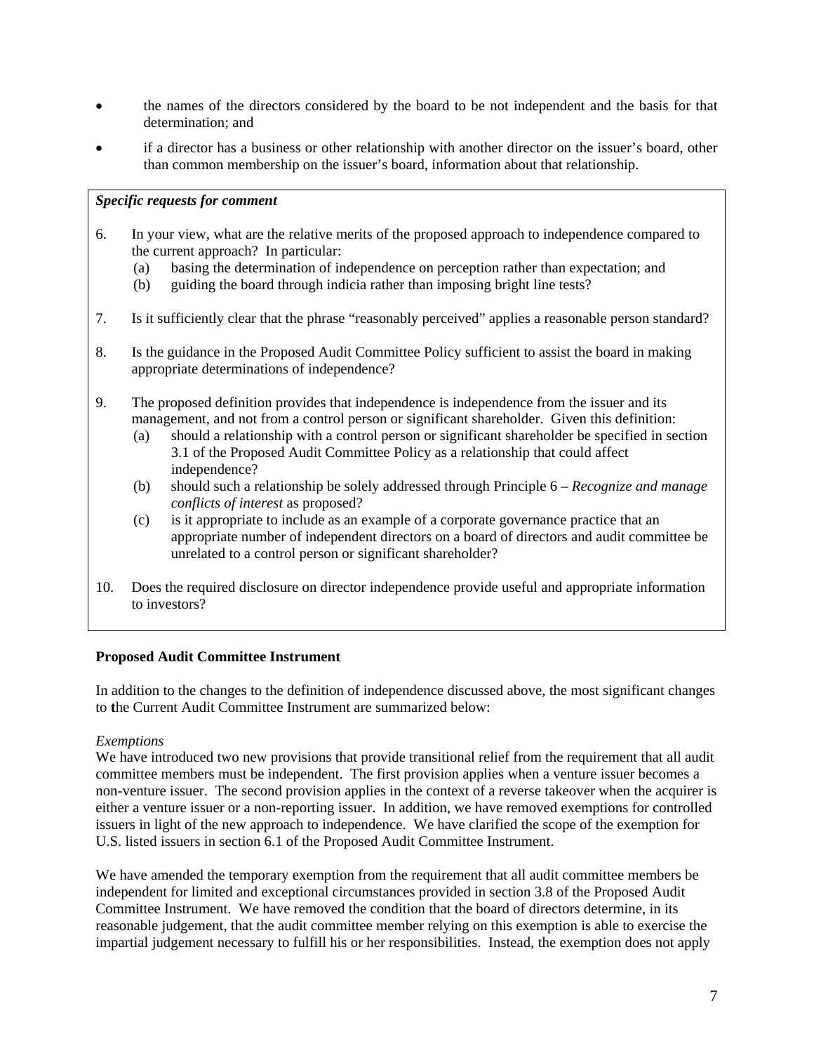- the names of the directors considered by the board to be not independent and the basis for that determination; and
- if a director has a business or other relationship with another director on the issuer's board, other than common membership on the issuer's board, information about that relationship.

***Specific requests for comment***

6. In your view, what are the relative merits of the proposed approach to independence compared to the current approach? In particular:
   (a) basing the determination of independence on perception rather than expectation; and
   (b) guiding the board through indicia rather than imposing bright line tests?

7. Is it sufficiently clear that the phrase "reasonably perceived" applies a reasonable person standard?

8. Is the guidance in the Proposed Audit Committee Policy sufficient to assist the board in making appropriate determinations of independence?

9. The proposed definition provides that independence is independence from the issuer and its management, and not from a control person or significant shareholder. Given this definition:
   (a) should a relationship with a control person or significant shareholder be specified in section 3.1 of the Proposed Audit Committee Policy as a relationship that could affect independence?
   (b) should such a relationship be solely addressed through Principle 6 – *Recognize and manage conflicts of interest* as proposed?
   (c) is it appropriate to include as an example of a corporate governance practice that an appropriate number of independent directors on a board of directors and audit committee be unrelated to a control person or significant shareholder?

10. Does the required disclosure on director independence provide useful and appropriate information to investors?

**Proposed Audit Committee Instrument**

In addition to the changes to the definition of independence discussed above, the most significant changes to the Current Audit Committee Instrument are summarized below:

*Exemptions*
We have introduced two new provisions that provide transitional relief from the requirement that all audit committee members must be independent. The first provision applies when a venture issuer becomes a non-venture issuer. The second provision applies in the context of a reverse takeover when the acquirer is either a venture issuer or a non-reporting issuer. In addition, we have removed exemptions for controlled issuers in light of the new approach to independence. We have clarified the scope of the exemption for U.S. listed issuers in section 6.1 of the Proposed Audit Committee Instrument.

We have amended the temporary exemption from the requirement that all audit committee members be independent for limited and exceptional circumstances provided in section 3.8 of the Proposed Audit Committee Instrument. We have removed the condition that the board of directors determine, in its reasonable judgement, that the audit committee member relying on this exemption is able to exercise the impartial judgement necessary to fulfill his or her responsibilities. Instead, the exemption does not apply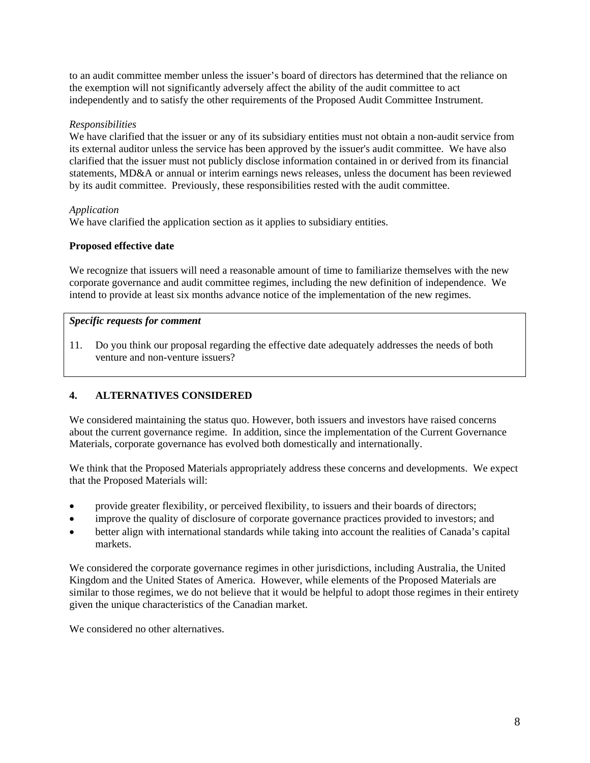to an audit committee member unless the issuer's board of directors has determined that the reliance on the exemption will not significantly adversely affect the ability of the audit committee to act independently and to satisfy the other requirements of the Proposed Audit Committee Instrument.

*Responsibilities*
We have clarified that the issuer or any of its subsidiary entities must not obtain a non-audit service from its external auditor unless the service has been approved by the issuer's audit committee. We have also clarified that the issuer must not publicly disclose information contained in or derived from its financial statements, MD&A or annual or interim earnings news releases, unless the document has been reviewed by its audit committee. Previously, these responsibilities rested with the audit committee.

*Application*
We have clarified the application section as it applies to subsidiary entities.

**Proposed effective date**

We recognize that issuers will need a reasonable amount of time to familiarize themselves with the new corporate governance and audit committee regimes, including the new definition of independence. We intend to provide at least six months advance notice of the implementation of the new regimes.

***Specific requests for comment***

11. Do you think our proposal regarding the effective date adequately addresses the needs of both venture and non-venture issuers?

## 4. ALTERNATIVES CONSIDERED

We considered maintaining the status quo. However, both issuers and investors have raised concerns about the current governance regime. In addition, since the implementation of the Current Governance Materials, corporate governance has evolved both domestically and internationally.

We think that the Proposed Materials appropriately address these concerns and developments. We expect that the Proposed Materials will:

- provide greater flexibility, or perceived flexibility, to issuers and their boards of directors;
- improve the quality of disclosure of corporate governance practices provided to investors; and
- better align with international standards while taking into account the realities of Canada's capital markets.

We considered the corporate governance regimes in other jurisdictions, including Australia, the United Kingdom and the United States of America. However, while elements of the Proposed Materials are similar to those regimes, we do not believe that it would be helpful to adopt those regimes in their entirety given the unique characteristics of the Canadian market.

We considered no other alternatives.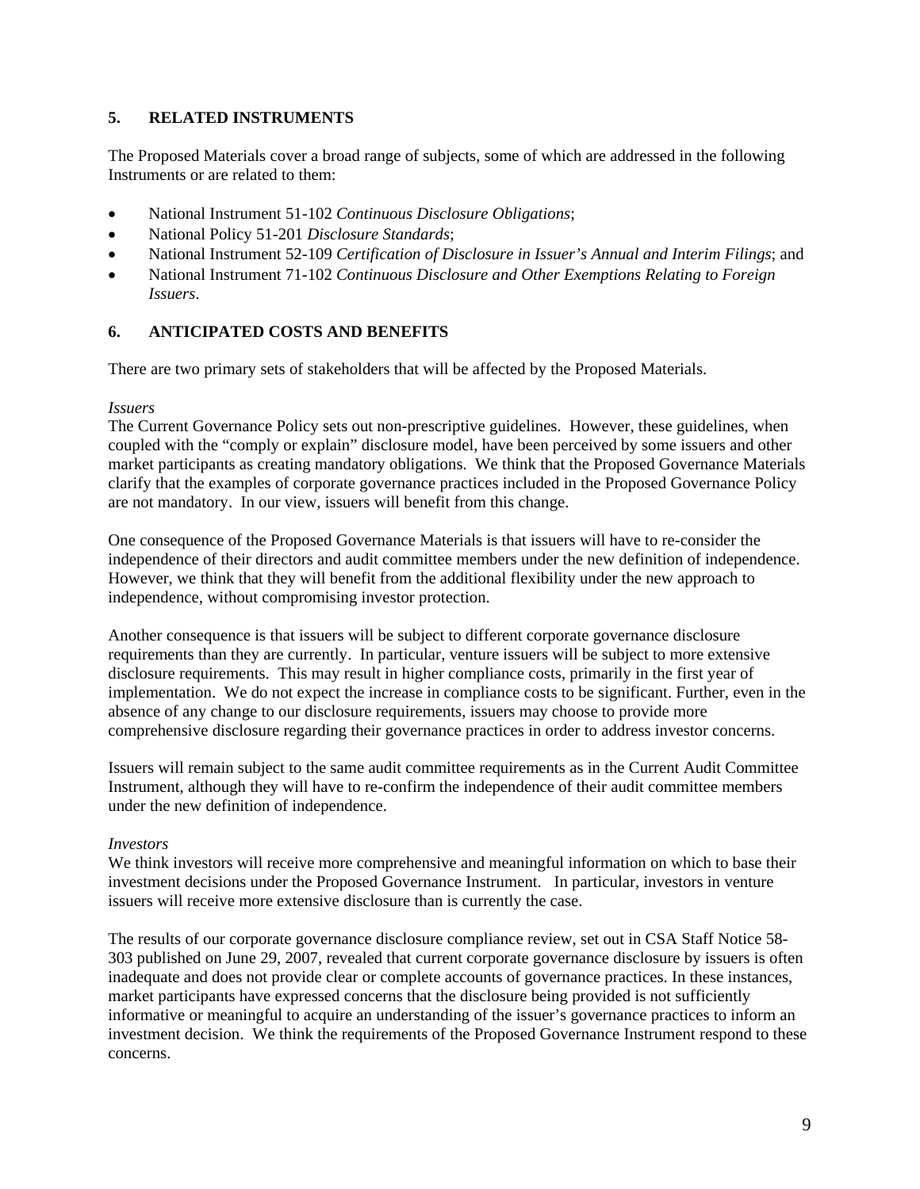## 5. RELATED INSTRUMENTS

The Proposed Materials cover a broad range of subjects, some of which are addressed in the following Instruments or are related to them:

- National Instrument 51-102 *Continuous Disclosure Obligations*;
- National Policy 51-201 *Disclosure Standards*;
- National Instrument 52-109 *Certification of Disclosure in Issuer's Annual and Interim Filings*; and
- National Instrument 71-102 *Continuous Disclosure and Other Exemptions Relating to Foreign Issuers*.

## 6. ANTICIPATED COSTS AND BENEFITS

There are two primary sets of stakeholders that will be affected by the Proposed Materials.

*Issuers*
The Current Governance Policy sets out non-prescriptive guidelines. However, these guidelines, when coupled with the "comply or explain" disclosure model, have been perceived by some issuers and other market participants as creating mandatory obligations. We think that the Proposed Governance Materials clarify that the examples of corporate governance practices included in the Proposed Governance Policy are not mandatory. In our view, issuers will benefit from this change.

One consequence of the Proposed Governance Materials is that issuers will have to re-consider the independence of their directors and audit committee members under the new definition of independence. However, we think that they will benefit from the additional flexibility under the new approach to independence, without compromising investor protection.

Another consequence is that issuers will be subject to different corporate governance disclosure requirements than they are currently. In particular, venture issuers will be subject to more extensive disclosure requirements. This may result in higher compliance costs, primarily in the first year of implementation. We do not expect the increase in compliance costs to be significant. Further, even in the absence of any change to our disclosure requirements, issuers may choose to provide more comprehensive disclosure regarding their governance practices in order to address investor concerns.

Issuers will remain subject to the same audit committee requirements as in the Current Audit Committee Instrument, although they will have to re-confirm the independence of their audit committee members under the new definition of independence.

*Investors*
We think investors will receive more comprehensive and meaningful information on which to base their investment decisions under the Proposed Governance Instrument. In particular, investors in venture issuers will receive more extensive disclosure than is currently the case.

The results of our corporate governance disclosure compliance review, set out in CSA Staff Notice 58-303 published on June 29, 2007, revealed that current corporate governance disclosure by issuers is often inadequate and does not provide clear or complete accounts of governance practices. In these instances, market participants have expressed concerns that the disclosure being provided is not sufficiently informative or meaningful to acquire an understanding of the issuer's governance practices to inform an investment decision. We think the requirements of the Proposed Governance Instrument respond to these concerns.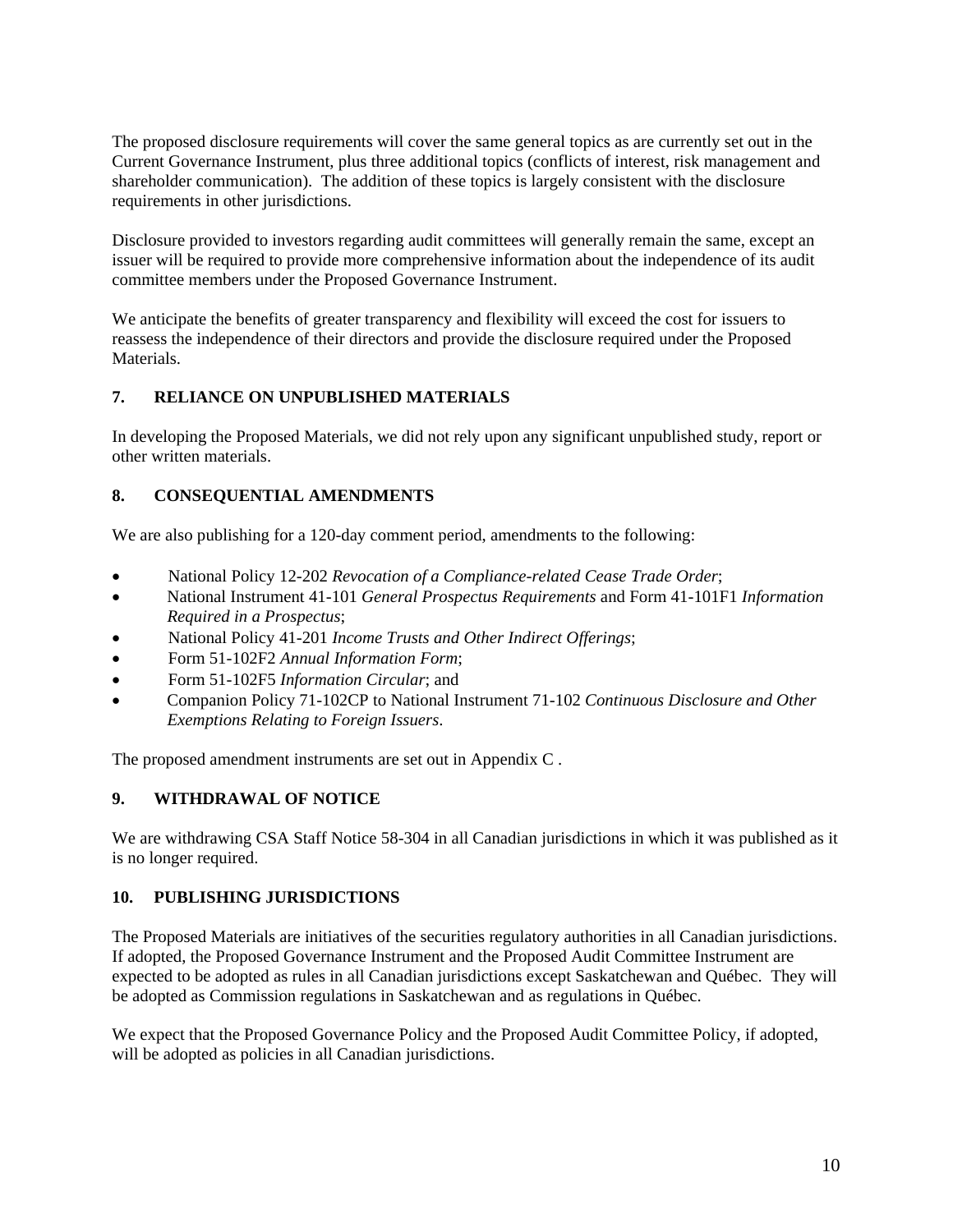The proposed disclosure requirements will cover the same general topics as are currently set out in the Current Governance Instrument, plus three additional topics (conflicts of interest, risk management and shareholder communication). The addition of these topics is largely consistent with the disclosure requirements in other jurisdictions.

Disclosure provided to investors regarding audit committees will generally remain the same, except an issuer will be required to provide more comprehensive information about the independence of its audit committee members under the Proposed Governance Instrument.

We anticipate the benefits of greater transparency and flexibility will exceed the cost for issuers to reassess the independence of their directors and provide the disclosure required under the Proposed Materials.

## 7. RELIANCE ON UNPUBLISHED MATERIALS

In developing the Proposed Materials, we did not rely upon any significant unpublished study, report or other written materials.

## 8. CONSEQUENTIAL AMENDMENTS

We are also publishing for a 120-day comment period, amendments to the following:

- National Policy 12-202 *Revocation of a Compliance-related Cease Trade Order*;
- National Instrument 41-101 *General Prospectus Requirements* and Form 41-101F1 *Information Required in a Prospectus*;
- National Policy 41-201 *Income Trusts and Other Indirect Offerings*;
- Form 51-102F2 *Annual Information Form*;
- Form 51-102F5 *Information Circular*; and
- Companion Policy 71-102CP to National Instrument 71-102 *Continuous Disclosure and Other Exemptions Relating to Foreign Issuers*.

The proposed amendment instruments are set out in Appendix C .

## 9. WITHDRAWAL OF NOTICE

We are withdrawing CSA Staff Notice 58-304 in all Canadian jurisdictions in which it was published as it is no longer required.

## 10. PUBLISHING JURISDICTIONS

The Proposed Materials are initiatives of the securities regulatory authorities in all Canadian jurisdictions. If adopted, the Proposed Governance Instrument and the Proposed Audit Committee Instrument are expected to be adopted as rules in all Canadian jurisdictions except Saskatchewan and Québec. They will be adopted as Commission regulations in Saskatchewan and as regulations in Québec.

We expect that the Proposed Governance Policy and the Proposed Audit Committee Policy, if adopted, will be adopted as policies in all Canadian jurisdictions.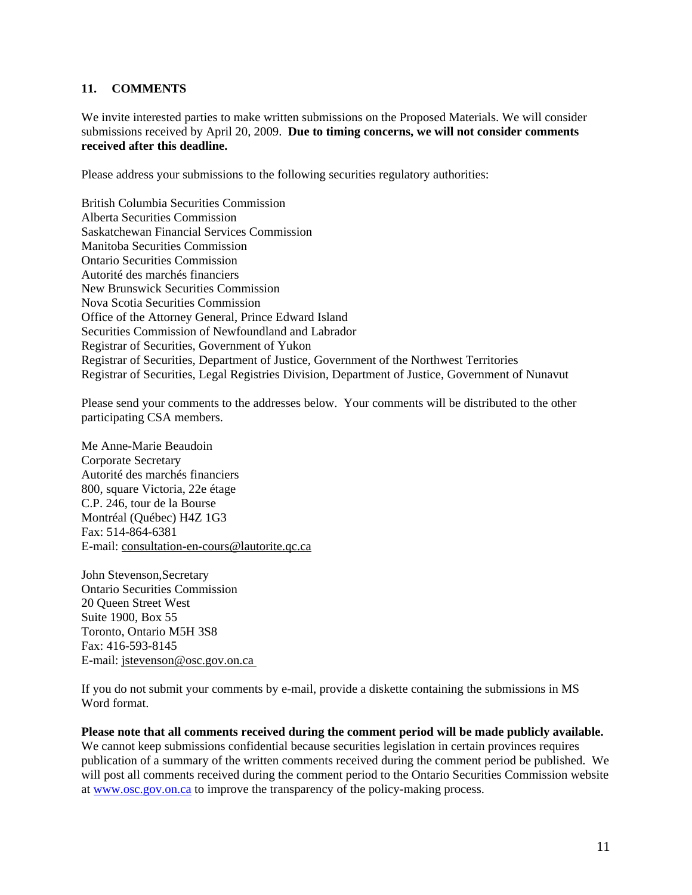## 11. COMMENTS

We invite interested parties to make written submissions on the Proposed Materials. We will consider submissions received by April 20, 2009. **Due to timing concerns, we will not consider comments received after this deadline.**

Please address your submissions to the following securities regulatory authorities:

British Columbia Securities Commission
Alberta Securities Commission
Saskatchewan Financial Services Commission
Manitoba Securities Commission
Ontario Securities Commission
Autorité des marchés financiers
New Brunswick Securities Commission
Nova Scotia Securities Commission
Office of the Attorney General, Prince Edward Island
Securities Commission of Newfoundland and Labrador
Registrar of Securities, Government of Yukon
Registrar of Securities, Department of Justice, Government of the Northwest Territories
Registrar of Securities, Legal Registries Division, Department of Justice, Government of Nunavut

Please send your comments to the addresses below. Your comments will be distributed to the other participating CSA members.

Me Anne-Marie Beaudoin
Corporate Secretary
Autorité des marchés financiers
800, square Victoria, 22e étage
C.P. 246, tour de la Bourse
Montréal (Québec) H4Z 1G3
Fax: 514-864-6381
E-mail: consultation-en-cours@lautorite.qc.ca

John Stevenson,Secretary
Ontario Securities Commission
20 Queen Street West
Suite 1900, Box 55
Toronto, Ontario M5H 3S8
Fax: 416-593-8145
E-mail: jstevenson@osc.gov.on.ca

If you do not submit your comments by e-mail, provide a diskette containing the submissions in MS Word format.

**Please note that all comments received during the comment period will be made publicly available.** We cannot keep submissions confidential because securities legislation in certain provinces requires publication of a summary of the written comments received during the comment period be published. We will post all comments received during the comment period to the Ontario Securities Commission website at www.osc.gov.on.ca to improve the transparency of the policy-making process.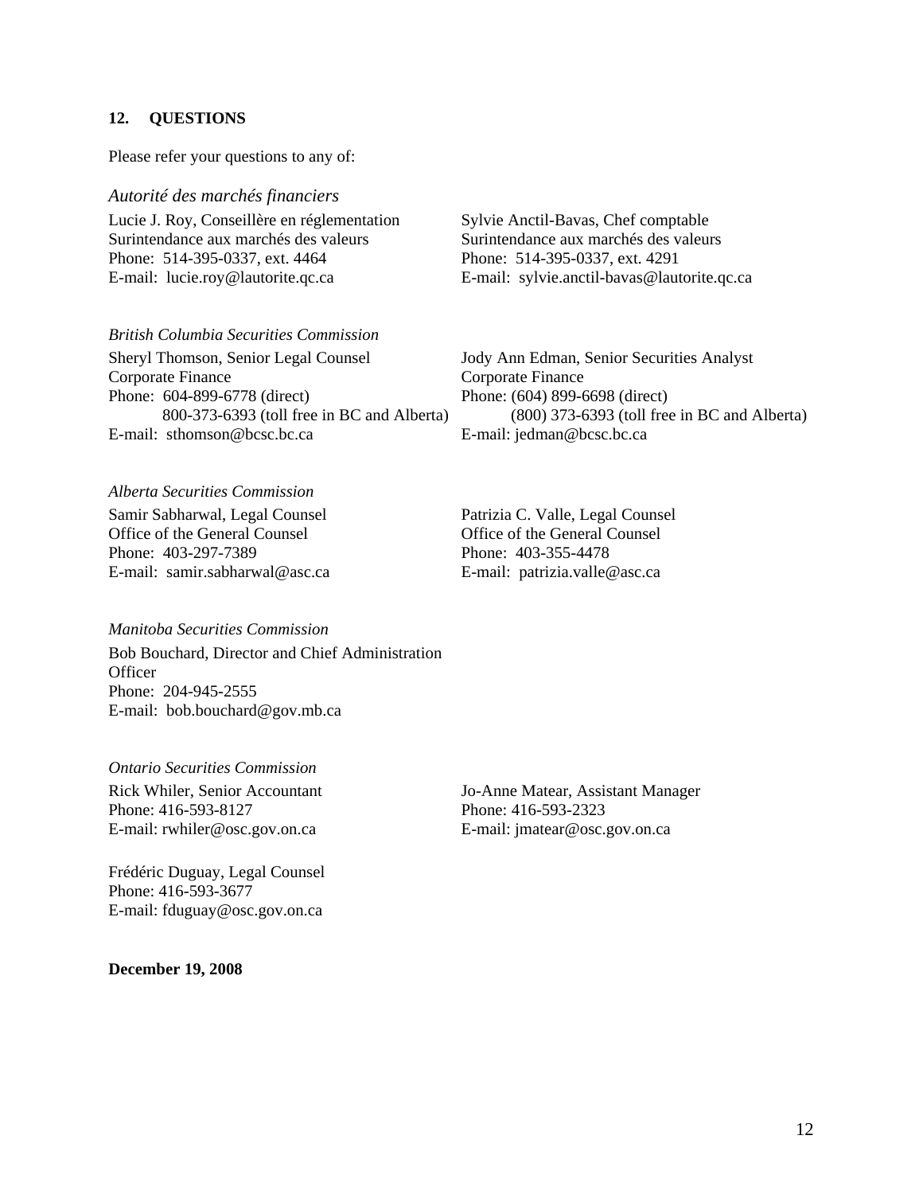## 12. QUESTIONS

Please refer your questions to any of:

*Autorité des marchés financiers*

Lucie J. Roy, Conseillère en réglementation
Surintendance aux marchés des valeurs
Phone: 514-395-0337, ext. 4464
E-mail: lucie.roy@lautorite.qc.ca

Sylvie Anctil-Bavas, Chef comptable
Surintendance aux marchés des valeurs
Phone: 514-395-0337, ext. 4291
E-mail: sylvie.anctil-bavas@lautorite.qc.ca

*British Columbia Securities Commission*

Sheryl Thomson, Senior Legal Counsel
Corporate Finance
Phone: 604-899-6778 (direct)
800-373-6393 (toll free in BC and Alberta)
E-mail: sthomson@bcsc.bc.ca

Jody Ann Edman, Senior Securities Analyst
Corporate Finance
Phone: (604) 899-6698 (direct)
(800) 373-6393 (toll free in BC and Alberta)
E-mail: jedman@bcsc.bc.ca

*Alberta Securities Commission*

Samir Sabharwal, Legal Counsel
Office of the General Counsel
Phone: 403-297-7389
E-mail: samir.sabharwal@asc.ca

Patrizia C. Valle, Legal Counsel
Office of the General Counsel
Phone: 403-355-4478
E-mail: patrizia.valle@asc.ca

*Manitoba Securities Commission*

Bob Bouchard, Director and Chief Administration Officer
Phone: 204-945-2555
E-mail: bob.bouchard@gov.mb.ca

*Ontario Securities Commission*

Rick Whiler, Senior Accountant
Phone: 416-593-8127
E-mail: rwhiler@osc.gov.on.ca

Jo-Anne Matear, Assistant Manager
Phone: 416-593-2323
E-mail: jmatear@osc.gov.on.ca

Frédéric Duguay, Legal Counsel
Phone: 416-593-3677
E-mail: fduguay@osc.gov.on.ca

**December 19, 2008**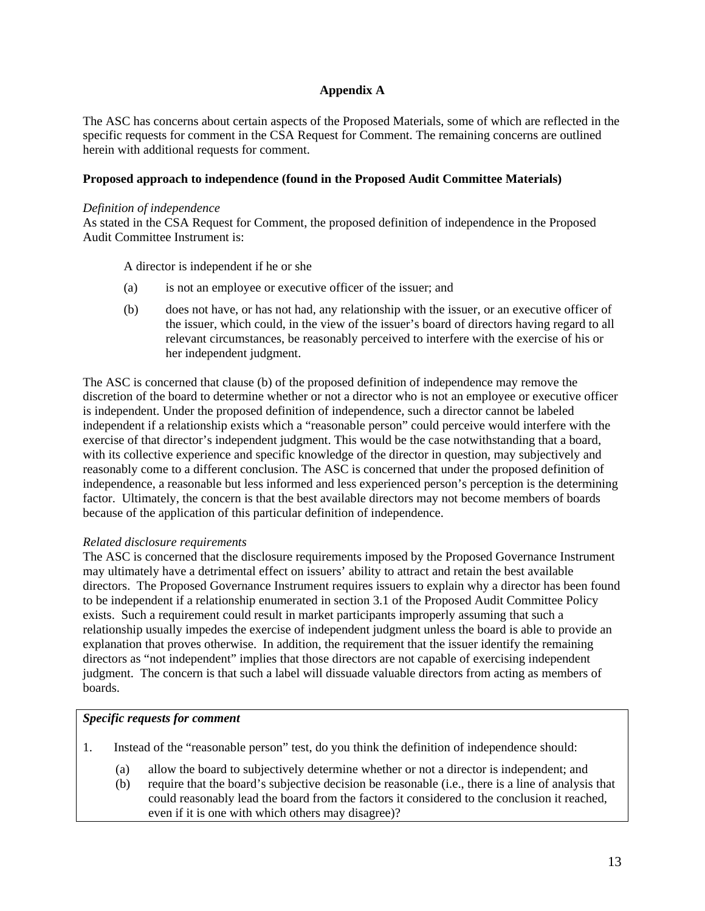**Appendix A**

The ASC has concerns about certain aspects of the Proposed Materials, some of which are reflected in the specific requests for comment in the CSA Request for Comment. The remaining concerns are outlined herein with additional requests for comment.

**Proposed approach to independence (found in the Proposed Audit Committee Materials)**

*Definition of independence*
As stated in the CSA Request for Comment, the proposed definition of independence in the Proposed Audit Committee Instrument is:

> A director is independent if he or she
>
> (a) is not an employee or executive officer of the issuer; and
>
> (b) does not have, or has not had, any relationship with the issuer, or an executive officer of the issuer, which could, in the view of the issuer's board of directors having regard to all relevant circumstances, be reasonably perceived to interfere with the exercise of his or her independent judgment.

The ASC is concerned that clause (b) of the proposed definition of independence may remove the discretion of the board to determine whether or not a director who is not an employee or executive officer is independent. Under the proposed definition of independence, such a director cannot be labeled independent if a relationship exists which a "reasonable person" could perceive would interfere with the exercise of that director's independent judgment. This would be the case notwithstanding that a board, with its collective experience and specific knowledge of the director in question, may subjectively and reasonably come to a different conclusion. The ASC is concerned that under the proposed definition of independence, a reasonable but less informed and less experienced person's perception is the determining factor. Ultimately, the concern is that the best available directors may not become members of boards because of the application of this particular definition of independence.

*Related disclosure requirements*
The ASC is concerned that the disclosure requirements imposed by the Proposed Governance Instrument may ultimately have a detrimental effect on issuers' ability to attract and retain the best available directors. The Proposed Governance Instrument requires issuers to explain why a director has been found to be independent if a relationship enumerated in section 3.1 of the Proposed Audit Committee Policy exists. Such a requirement could result in market participants improperly assuming that such a relationship usually impedes the exercise of independent judgment unless the board is able to provide an explanation that proves otherwise. In addition, the requirement that the issuer identify the remaining directors as "not independent" implies that those directors are not capable of exercising independent judgment. The concern is that such a label will dissuade valuable directors from acting as members of boards.

***Specific requests for comment***

1. Instead of the "reasonable person" test, do you think the definition of independence should:

   (a) allow the board to subjectively determine whether or not a director is independent; and

   (b) require that the board's subjective decision be reasonable (i.e., there is a line of analysis that could reasonably lead the board from the factors it considered to the conclusion reached, even if it is one with which others may disagree)?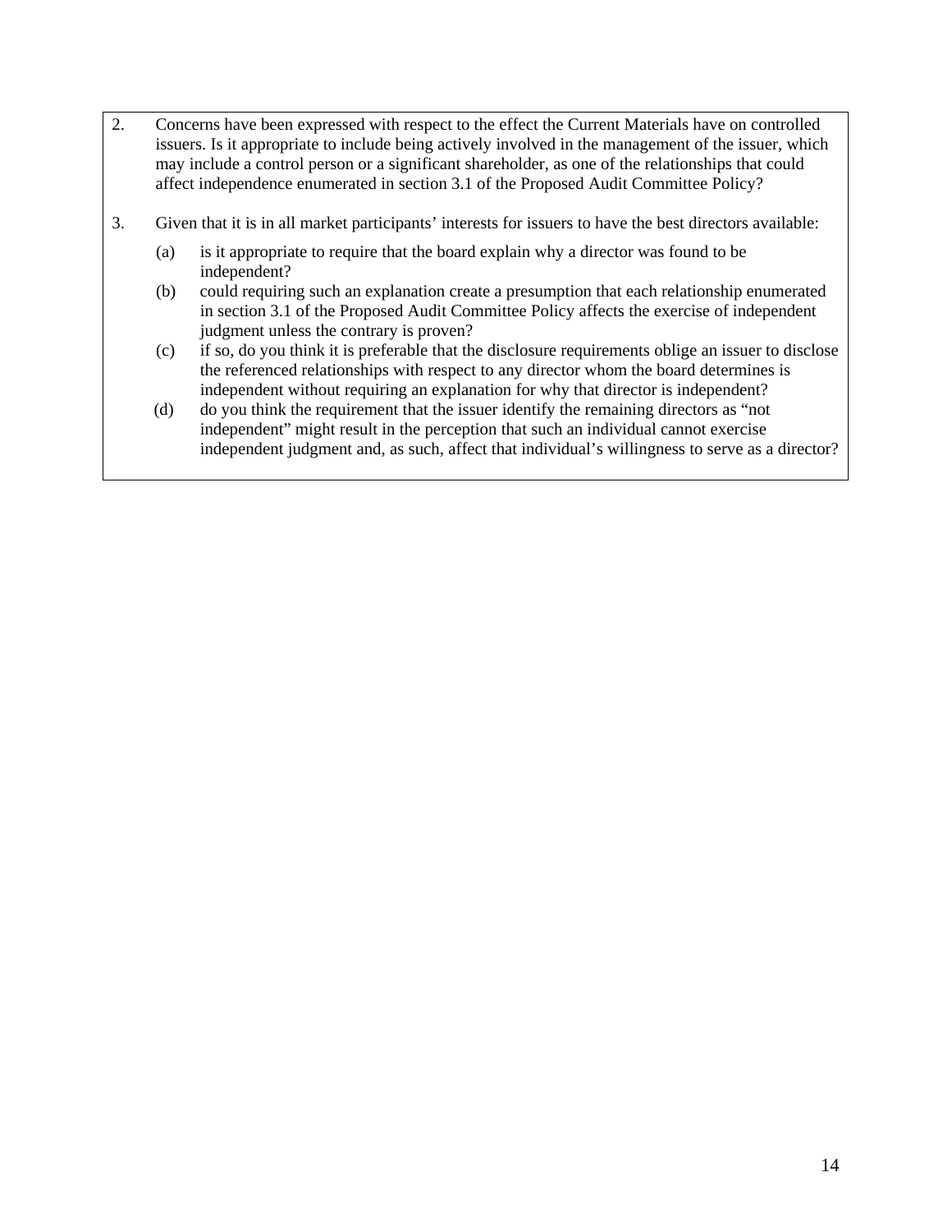2. Concerns have been expressed with respect to the effect the Current Materials have on controlled issuers. Is it appropriate to include being actively involved in the management of the issuer, which may include a control person or a significant shareholder, as one of the relationships that could affect independence enumerated in section 3.1 of the Proposed Audit Committee Policy?

3. Given that it is in all market participants' interests for issuers to have the best directors available:

   (a) is it appropriate to require that the board explain why a director was found to be independent?

   (b) could requiring such an explanation create a presumption that each relationship enumerated in section 3.1 of the Proposed Audit Committee Policy affects the exercise of independent judgment unless the contrary is proven?

   (c) if so, do you think it is preferable that the disclosure requirements oblige an issuer to disclose the referenced relationships with respect to any director whom the board determines is independent without requiring an explanation for why that director is independent?

   (d) do you think the requirement that the issuer identify the remaining directors as "not independent" might result in the perception that such an individual cannot exercise independent judgment and, as such, affect that individual's willingness to serve as a director?